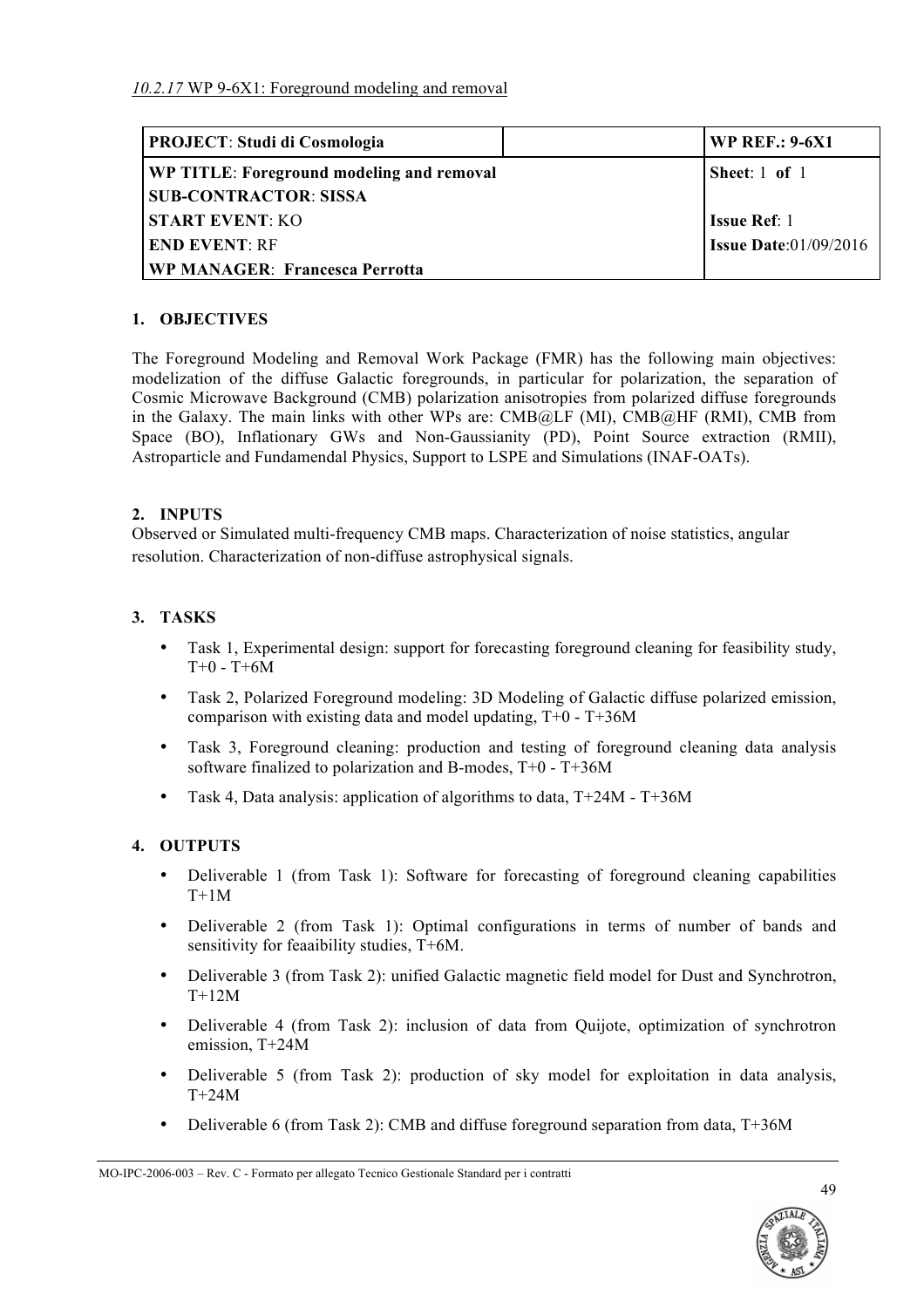*10.2.17* WP 9-6X1: Foreground modeling and removal

| **PROJECT**: **Studi di Cosmologia** | | **WP REF.: 9-6X1** |
|---|---|---|
| **WP TITLE**: **Foreground modeling and removal** | | **Sheet**: 1 **of** 1 |
| **SUB-CONTRACTOR**: **SISSA** | | |
| **START EVENT**: KO | | **Issue Ref**: 1 |
| **END EVENT**: RF | | **Issue Date**:01/09/2016 |
| **WP MANAGER**: **Francesca Perrotta** | | |

## 1. OBJECTIVES

The Foreground Modeling and Removal Work Package (FMR) has the following main objectives: modelization of the diffuse Galactic foregrounds, in particular for polarization, the separation of Cosmic Microwave Background (CMB) polarization anisotropies from polarized diffuse foregrounds in the Galaxy. The main links with other WPs are: CMB@LF (MI), CMB@HF (RMI), CMB from Space (BO), Inflationary GWs and Non-Gaussianity (PD), Point Source extraction (RMII), Astroparticle and Fundamendal Physics, Support to LSPE and Simulations (INAF-OATs).

## 2. INPUTS

Observed or Simulated multi-frequency CMB maps. Characterization of noise statistics, angular resolution. Characterization of non-diffuse astrophysical signals.

## 3. TASKS

- Task 1, Experimental design: support for forecasting foreground cleaning for feasibility study, T+0 - T+6M
- Task 2, Polarized Foreground modeling: 3D Modeling of Galactic diffuse polarized emission, comparison with existing data and model updating, T+0 - T+36M
- Task 3, Foreground cleaning: production and testing of foreground cleaning data analysis software finalized to polarization and B-modes, T+0 - T+36M
- Task 4, Data analysis: application of algorithms to data, T+24M - T+36M

## 4. OUTPUTS

- Deliverable 1 (from Task 1): Software for forecasting of foreground cleaning capabilities T+1M
- Deliverable 2 (from Task 1): Optimal configurations in terms of number of bands and sensitivity for feaaibility studies, T+6M.
- Deliverable 3 (from Task 2): unified Galactic magnetic field model for Dust and Synchrotron, T+12M
- Deliverable 4 (from Task 2): inclusion of data from Quijote, optimization of synchrotron emission, T+24M
- Deliverable 5 (from Task 2): production of sky model for exploitation in data analysis, T+24M
- Deliverable 6 (from Task 2): CMB and diffuse foreground separation from data, T+36M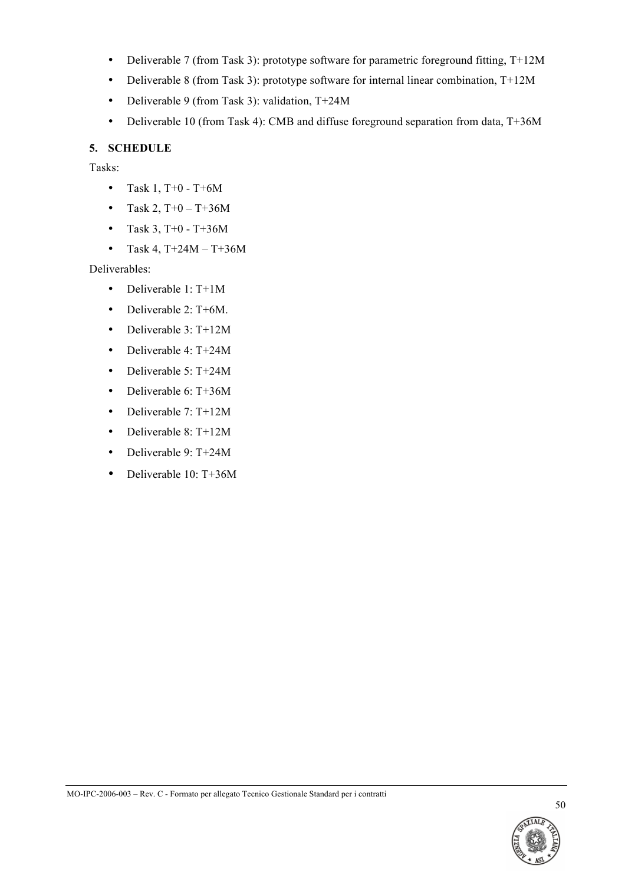- Deliverable 7 (from Task 3): prototype software for parametric foreground fitting, T+12M
- Deliverable 8 (from Task 3): prototype software for internal linear combination, T+12M
- Deliverable 9 (from Task 3): validation, T+24M
- Deliverable 10 (from Task 4): CMB and diffuse foreground separation from data, T+36M

## 5. SCHEDULE

Tasks:

- Task 1, T+0 - T+6M
- Task 2, T+0 – T+36M
- Task 3, T+0 - T+36M
- Task 4, T+24M – T+36M

Deliverables:

- Deliverable 1: T+1M
- Deliverable 2: T+6M.
- Deliverable 3: T+12M
- Deliverable 4: T+24M
- Deliverable 5: T+24M
- Deliverable 6: T+36M
- Deliverable 7: T+12M
- Deliverable 8: T+12M
- Deliverable 9: T+24M
- Deliverable 10: T+36M